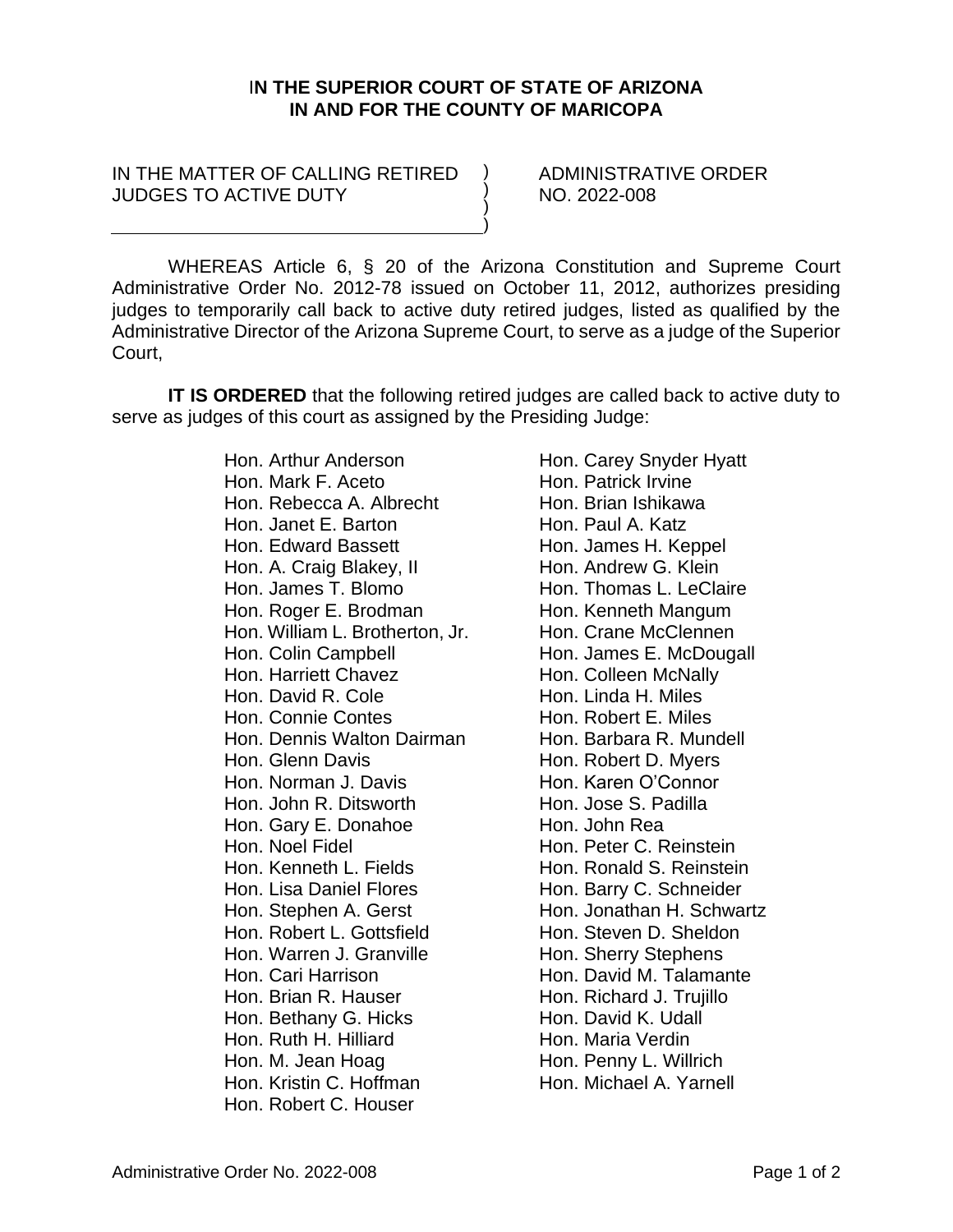**IN THE SUPERIOR COURT OF STATE OF ARIZONA**
**IN AND FOR THE COUNTY OF MARICOPA**

IN THE MATTER OF CALLING RETIRED JUDGES TO ACTIVE DUTY

ADMINISTRATIVE ORDER NO. 2022-008

WHEREAS Article 6, § 20 of the Arizona Constitution and Supreme Court Administrative Order No. 2012-78 issued on October 11, 2012, authorizes presiding judges to temporarily call back to active duty retired judges, listed as qualified by the Administrative Director of the Arizona Supreme Court, to serve as a judge of the Superior Court,

**IT IS ORDERED** that the following retired judges are called back to active duty to serve as judges of this court as assigned by the Presiding Judge:

Hon. Arthur Anderson
Hon. Mark F. Aceto
Hon. Rebecca A. Albrecht
Hon. Janet E. Barton
Hon. Edward Bassett
Hon. A. Craig Blakey, II
Hon. James T. Blomo
Hon. Roger E. Brodman
Hon. William L. Brotherton, Jr.
Hon. Colin Campbell
Hon. Harriett Chavez
Hon. David R. Cole
Hon. Connie Contes
Hon. Dennis Walton Dairman
Hon. Glenn Davis
Hon. Norman J. Davis
Hon. John R. Ditsworth
Hon. Gary E. Donahoe
Hon. Noel Fidel
Hon. Kenneth L. Fields
Hon. Lisa Daniel Flores
Hon. Stephen A. Gerst
Hon. Robert L. Gottsfield
Hon. Warren J. Granville
Hon. Cari Harrison
Hon. Brian R. Hauser
Hon. Bethany G. Hicks
Hon. Ruth H. Hilliard
Hon. M. Jean Hoag
Hon. Kristin C. Hoffman
Hon. Robert C. Houser
Hon. Carey Snyder Hyatt
Hon. Patrick Irvine
Hon. Brian Ishikawa
Hon. Paul A. Katz
Hon. James H. Keppel
Hon. Andrew G. Klein
Hon. Thomas L. LeClaire
Hon. Kenneth Mangum
Hon. Crane McClennen
Hon. James E. McDougall
Hon. Colleen McNally
Hon. Linda H. Miles
Hon. Robert E. Miles
Hon. Barbara R. Mundell
Hon. Robert D. Myers
Hon. Karen O'Connor
Hon. Jose S. Padilla
Hon. John Rea
Hon. Peter C. Reinstein
Hon. Ronald S. Reinstein
Hon. Barry C. Schneider
Hon. Jonathan H. Schwartz
Hon. Steven D. Sheldon
Hon. Sherry Stephens
Hon. David M. Talamante
Hon. Richard J. Trujillo
Hon. David K. Udall
Hon. Maria Verdin
Hon. Penny L. Willrich
Hon. Michael A. Yarnell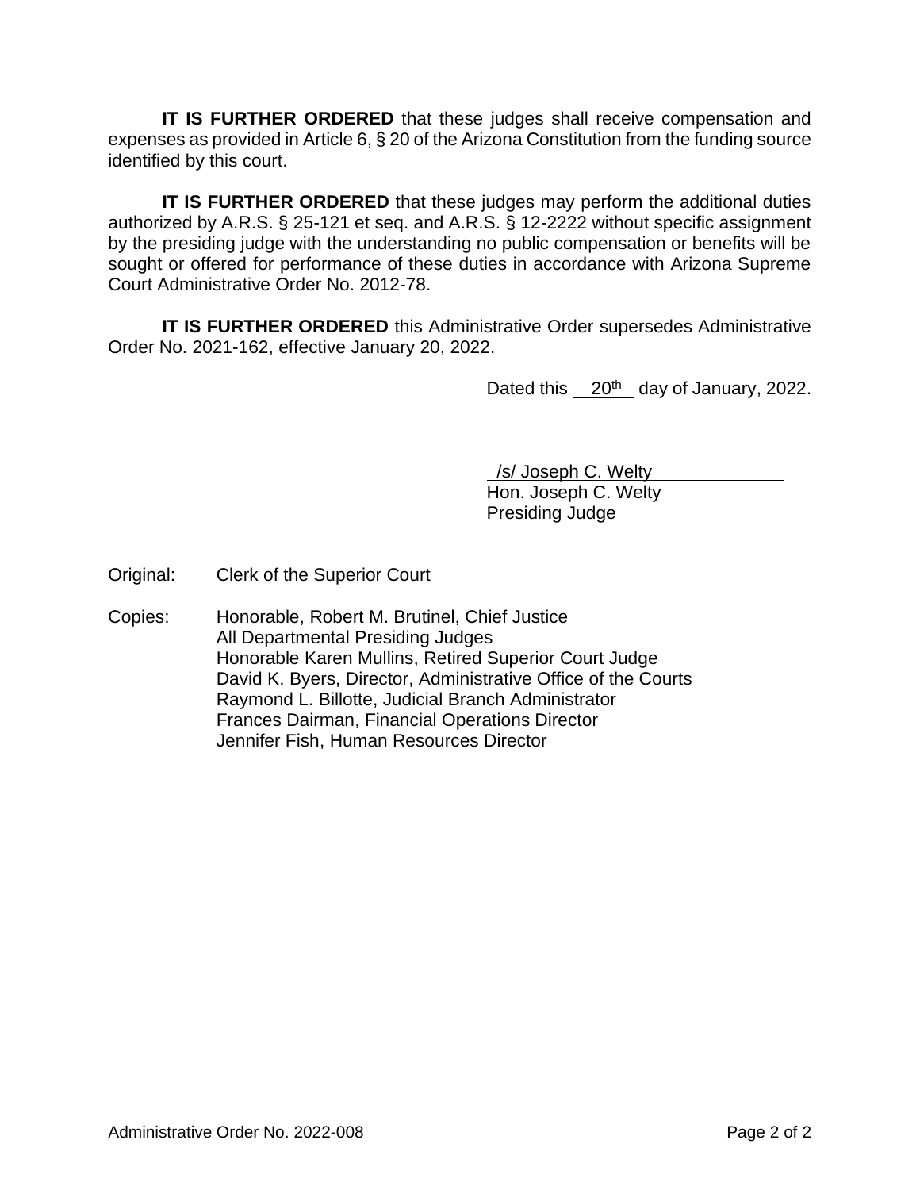**IT IS FURTHER ORDERED** that these judges shall receive compensation and expenses as provided in Article 6, § 20 of the Arizona Constitution from the funding source identified by this court.

**IT IS FURTHER ORDERED** that these judges may perform the additional duties authorized by A.R.S. § 25-121 et seq. and A.R.S. § 12-2222 without specific assignment by the presiding judge with the understanding no public compensation or benefits will be sought or offered for performance of these duties in accordance with Arizona Supreme Court Administrative Order No. 2012-78.

**IT IS FURTHER ORDERED** this Administrative Order supersedes Administrative Order No. 2021-162, effective January 20, 2022.

Dated this 20th day of January, 2022.

/s/ Joseph C. Welty
Hon. Joseph C. Welty
Presiding Judge

Original: Clerk of the Superior Court

Copies: Honorable, Robert M. Brutinel, Chief Justice
All Departmental Presiding Judges
Honorable Karen Mullins, Retired Superior Court Judge
David K. Byers, Director, Administrative Office of the Courts
Raymond L. Billotte, Judicial Branch Administrator
Frances Dairman, Financial Operations Director
Jennifer Fish, Human Resources Director

Administrative Order No. 2022-008